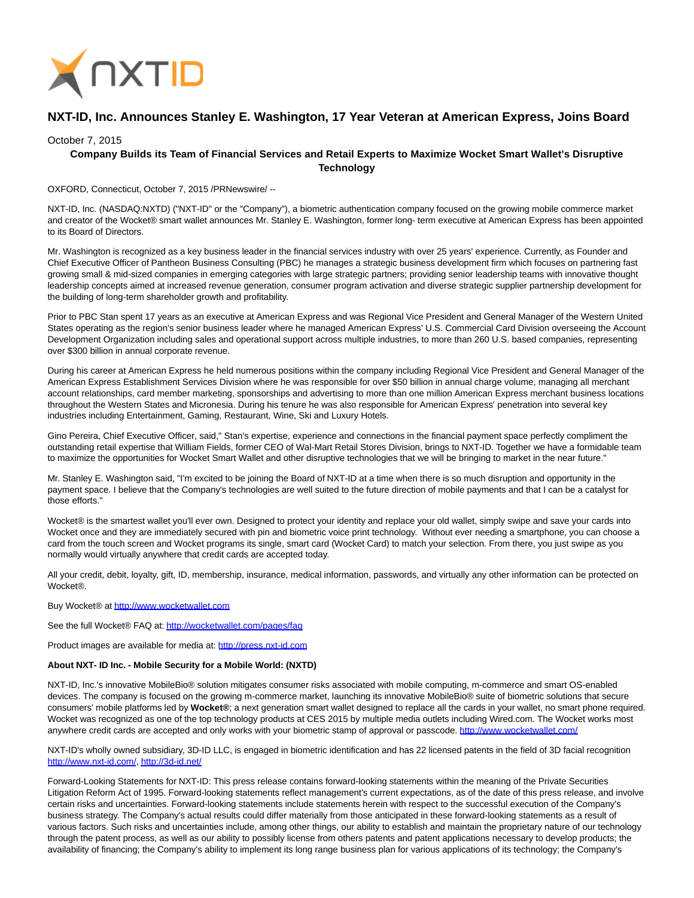# NXT-ID, Inc. Announces Stanley E. Washington, 17 Year Veteran at American Express, Joins Board

October 7, 2015

**Company Builds its Team of Financial Services and Retail Experts to Maximize Wocket Smart Wallet's Disruptive Technology**

OXFORD, Connecticut, October 7, 2015 /PRNewswire/ --

NXT-ID, Inc. (NASDAQ:NXTD) ("NXT-ID" or the "Company"), a biometric authentication company focused on the growing mobile commerce market and creator of the Wocket® smart wallet announces Mr. Stanley E. Washington, former long- term executive at American Express has been appointed to its Board of Directors.

Mr. Washington is recognized as a key business leader in the financial services industry with over 25 years' experience. Currently, as Founder and Chief Executive Officer of Pantheon Business Consulting (PBC) he manages a strategic business development firm which focuses on partnering fast growing small & mid-sized companies in emerging categories with large strategic partners; providing senior leadership teams with innovative thought leadership concepts aimed at increased revenue generation, consumer program activation and diverse strategic supplier partnership development for the building of long-term shareholder growth and profitability.

Prior to PBC Stan spent 17 years as an executive at American Express and was Regional Vice President and General Manager of the Western United States operating as the region's senior business leader where he managed American Express' U.S. Commercial Card Division overseeing the Account Development Organization including sales and operational support across multiple industries, to more than 260 U.S. based companies, representing over $300 billion in annual corporate revenue.

During his career at American Express he held numerous positions within the company including Regional Vice President and General Manager of the American Express Establishment Services Division where he was responsible for over $50 billion in annual charge volume, managing all merchant account relationships, card member marketing, sponsorships and advertising to more than one million American Express merchant business locations throughout the Western States and Micronesia. During his tenure he was also responsible for American Express' penetration into several key industries including Entertainment, Gaming, Restaurant, Wine, Ski and Luxury Hotels.

Gino Pereira, Chief Executive Officer, said," Stan's expertise, experience and connections in the financial payment space perfectly compliment the outstanding retail expertise that William Fields, former CEO of Wal-Mart Retail Stores Division, brings to NXT-ID. Together we have a formidable team to maximize the opportunities for Wocket Smart Wallet and other disruptive technologies that we will be bringing to market in the near future."

Mr. Stanley E. Washington said, "I'm excited to be joining the Board of NXT-ID at a time when there is so much disruption and opportunity in the payment space. I believe that the Company's technologies are well suited to the future direction of mobile payments and that I can be a catalyst for those efforts."

Wocket® is the smartest wallet you'll ever own. Designed to protect your identity and replace your old wallet, simply swipe and save your cards into Wocket once and they are immediately secured with pin and biometric voice print technology. Without ever needing a smartphone, you can choose a card from the touch screen and Wocket programs its single, smart card (Wocket Card) to match your selection. From there, you just swipe as you normally would virtually anywhere that credit cards are accepted today.

All your credit, debit, loyalty, gift, ID, membership, insurance, medical information, passwords, and virtually any other information can be protected on Wocket®.

Buy Wocket® at http://www.wocketwallet.com

See the full Wocket® FAQ at: http://wocketwallet.com/pages/faq

Product images are available for media at: http://press.nxt-id.com

**About NXT- ID Inc. - Mobile Security for a Mobile World: (NXTD)**

NXT-ID, Inc.'s innovative MobileBio® solution mitigates consumer risks associated with mobile computing, m-commerce and smart OS-enabled devices. The company is focused on the growing m-commerce market, launching its innovative MobileBio® suite of biometric solutions that secure consumers' mobile platforms led by **Wocket®**; a next generation smart wallet designed to replace all the cards in your wallet, no smart phone required. Wocket was recognized as one of the top technology products at CES 2015 by multiple media outlets including Wired.com. The Wocket works most anywhere credit cards are accepted and only works with your biometric stamp of approval or passcode. http://www.wocketwallet.com/

NXT-ID's wholly owned subsidiary, 3D-ID LLC, is engaged in biometric identification and has 22 licensed patents in the field of 3D facial recognition http://www.nxt-id.com/, http://3d-id.net/

Forward-Looking Statements for NXT-ID: This press release contains forward-looking statements within the meaning of the Private Securities Litigation Reform Act of 1995. Forward-looking statements reflect management's current expectations, as of the date of this press release, and involve certain risks and uncertainties. Forward-looking statements include statements herein with respect to the successful execution of the Company's business strategy. The Company's actual results could differ materially from those anticipated in these forward-looking statements as a result of various factors. Such risks and uncertainties include, among other things, our ability to establish and maintain the proprietary nature of our technology through the patent process, as well as our ability to possibly license from others patents and patent applications necessary to develop products; the availability of financing; the Company's ability to implement its long range business plan for various applications of its technology; the Company's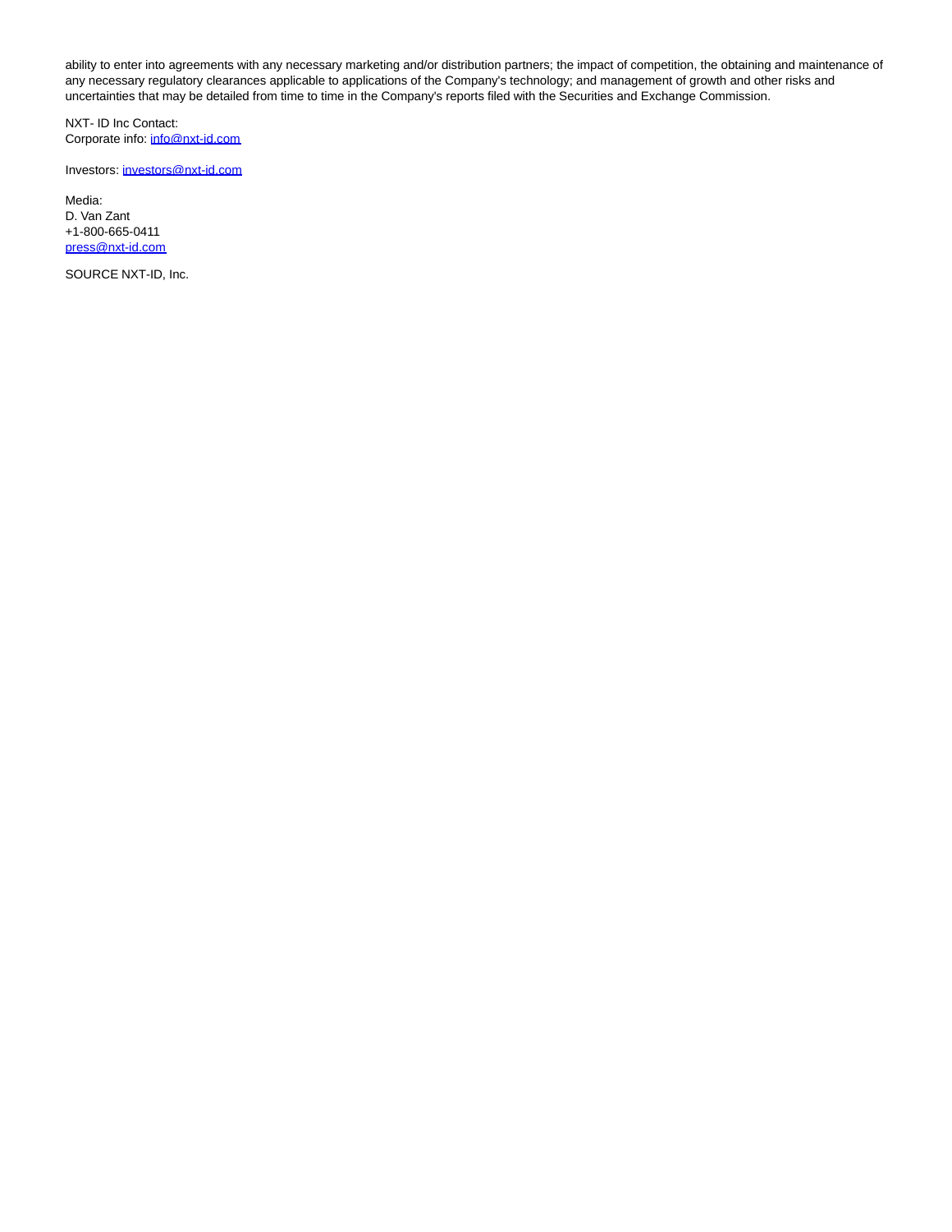ability to enter into agreements with any necessary marketing and/or distribution partners; the impact of competition, the obtaining and maintenance of any necessary regulatory clearances applicable to applications of the Company's technology; and management of growth and other risks and uncertainties that may be detailed from time to time in the Company's reports filed with the Securities and Exchange Commission.

NXT- ID Inc Contact:
Corporate info: info@nxt-id.com

Investors: investors@nxt-id.com

Media:
D. Van Zant
+1-800-665-0411
press@nxt-id.com

SOURCE NXT-ID, Inc.